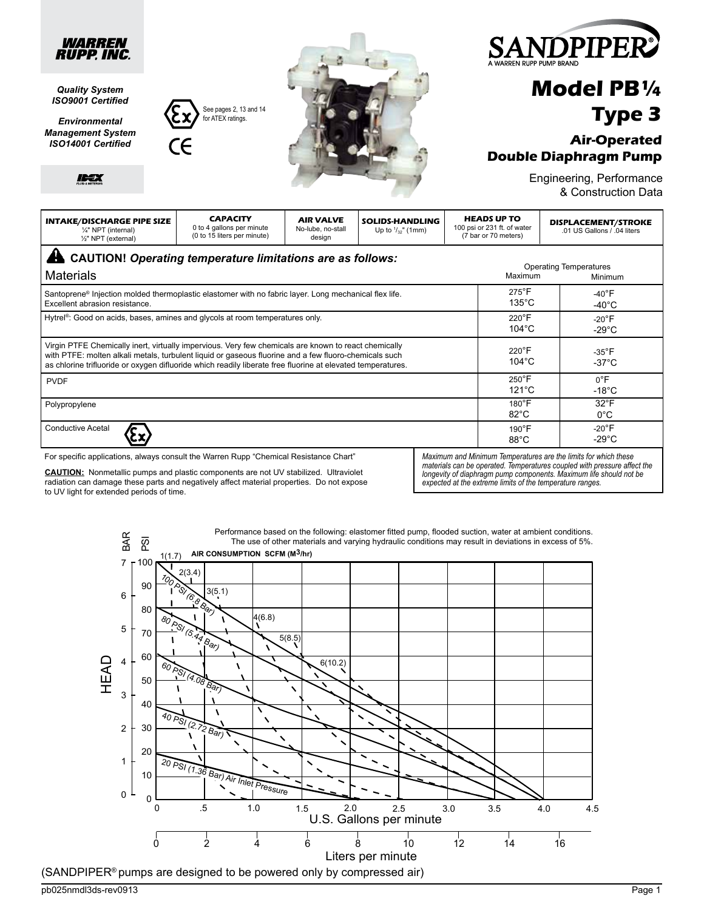WARREN RUPP, INC.

*Quality System ISO9001 Certified*

*Environmental Management System ISO14001 Certified*

See pages 2, 13 and 14 for ATEX ratings.

# SANDPIPER®

A WARREN RUPP PUMP BRAND

# Model PB¼ Type 3

## Air-Operated Double Diaphragm Pump

Engineering, Performance & Construction Data

| INTAKE/DISCHARGE PIPE SIZE | CAPACITY | AIR VALVE | SOLIDS-HANDLING | HEADS UP TO | DISPLACEMENT/STROKE |
|---|---|---|---|---|---|
| ¼" NPT (internal) ½" NPT (external) | 0 to 4 gallons per minute (0 to 15 liters per minute) | No-lube, no-stall design | Up to 1/32" (1mm) | 100 psi or 231 ft. of water (7 bar or 70 meters) | .01 US Gallons / .04 liters |

**CAUTION!** ***Operating temperature limitations are as follows:***

| Materials | Operating Temperatures Maximum | Operating Temperatures Minimum |
|---|---|---|
| Santoprene® Injection molded thermoplastic elastomer with no fabric layer. Long mechanical flex life. Excellent abrasion resistance. | 275°F 135°C | -40°F -40°C |
| Hytrel®: Good on acids, bases, amines and glycols at room temperatures only. | 220°F 104°C | -20°F -29°C |
| Virgin PTFE Chemically inert, virtually impervious. Very few chemicals are known to react chemically with PTFE: molten alkali metals, turbulent liquid or gaseous fluorine and a few fluoro-chemicals such as chlorine trifluoride or oxygen difluoride which readily liberate free fluorine at elevated temperatures. | 220°F 104°C | -35°F -37°C |
| PVDF | 250°F 121°C | 0°F -18°C |
| Polypropylene | 180°F 82°C | 32°F 0°C |
| Conductive Acetal | 190°F 88°C | -20°F -29°C |

For specific applications, always consult the Warren Rupp "Chemical Resistance Chart"

**CAUTION:** Nonmetallic pumps and plastic components are not UV stabilized. Ultraviolet radiation can damage these parts and negatively affect material properties. Do not expose to UV light for extended periods of time.

*Maximum and Minimum Temperatures are the limits for which these materials can be operated. Temperatures coupled with pressure affect the longevity of diaphragm pump components. Maximum life should not be expected at the extreme limits of the temperature ranges.*

Performance based on the following: elastomer fitted pump, flooded suction, water at ambient conditions. The use of other materials and varying hydraulic conditions may result in deviations in excess of 5%.

AIR CONSUMPTION SCFM ($M^3$/hr): 1(1.7), 2(3.4), 3(5.1), 4(6.8), 5(8.5), 6(10.2)

Air inlet pressure curves: 100 PSI (6.8 Bar), 80 PSI (5.44 Bar), 60 PSI (4.08 Bar), 40 PSI (2.72 Bar), 20 PSI (1.36 Bar) Air Inlet Pressure

HEAD: BAR 0–7; PSI 0–100

U.S. Gallons per minute: 0, .5, 1.0, 1.5, 2.0, 2.5, 3.0, 3.5, 4.0, 4.5

Liters per minute: 0, 2, 4, 6, 8, 10, 12, 14, 16

(SANDPIPER® pumps are designed to be powered only by compressed air)

pb025nmdl3ds-rev0913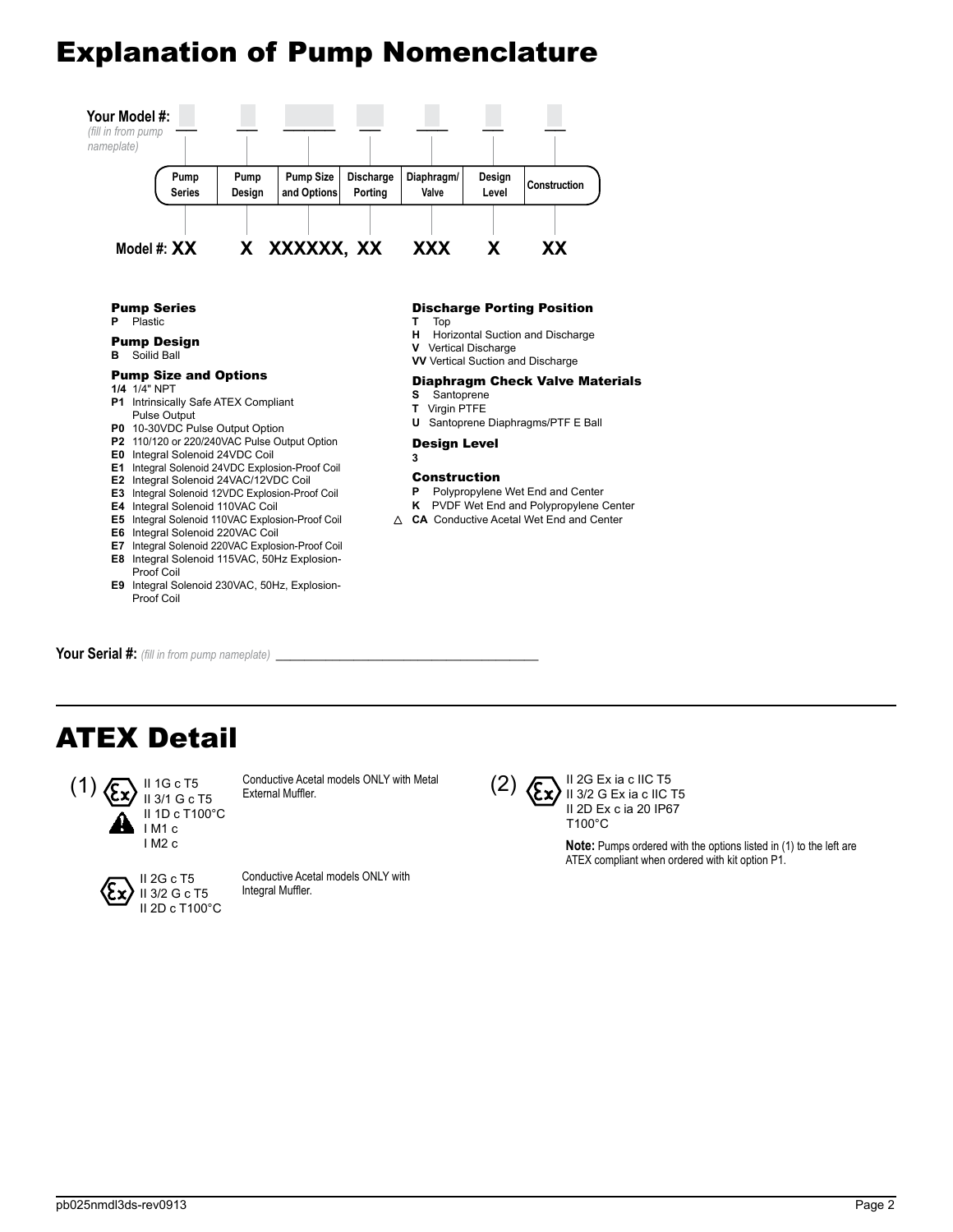# Explanation of Pump Nomenclature

**Your Model #:** *(fill in from pump nameplate)* ___ ___ ______ ___ ___ ___ ___

| Pump Series | Pump Design | Pump Size and Options | Discharge Porting | Diaphragm/ Valve | Design Level | Construction |
|---|---|---|---|---|---|---|
| XX | X | XXXXXX, | XX | XXX | X | XX |

**Model #: XX X XXXXXX, XX XXX X XX**

### Pump Series
**P** Plastic

### Pump Design
**B** Soilid Ball

### Pump Size and Options
- **1/4** 1/4" NPT
- **P1** Intrinsically Safe ATEX Compliant Pulse Output
- **P0** 10-30VDC Pulse Output Option
- **P2** 110/120 or 220/240VAC Pulse Output Option
- **E0** Integral Solenoid 24VDC Coil
- **E1** Integral Solenoid 24VDC Explosion-Proof Coil
- **E2** Integral Solenoid 24VAC/12VDC Coil
- **E3** Integral Solenoid 12VDC Explosion-Proof Coil
- **E4** Integral Solenoid 110VAC Coil
- **E5** Integral Solenoid 110VAC Explosion-Proof Coil
- **E6** Integral Solenoid 220VAC Coil
- **E7** Integral Solenoid 220VAC Explosion-Proof Coil
- **E8** Integral Solenoid 115VAC, 50Hz Explosion-Proof Coil
- **E9** Integral Solenoid 230VAC, 50Hz, Explosion-Proof Coil

### Discharge Porting Position
- **T** Top
- **H** Horizontal Suction and Discharge
- **V** Vertical Discharge
- **VV** Vertical Suction and Discharge

### Diaphragm Check Valve Materials
- **S** Santoprene
- **T** Virgin PTFE
- **U** Santoprene Diaphragms/PTF E Ball

### Design Level
**3**

### Construction
- **P** Polypropylene Wet End and Center
- **K** PVDF Wet End and Polypropylene Center
- △ **CA** Conductive Acetal Wet End and Center

**Your Serial #:** *(fill in from pump nameplate)* ________________________________________

# ATEX Detail

(1) II 1G c T5
II 3/1 G c T5
II 1D c T100°C
I M1 c
I M2 c

Conductive Acetal models ONLY with Metal External Muffler.

II 2G c T5
II 3/2 G c T5
II 2D c T100°C

Conductive Acetal models ONLY with Integral Muffler.

(2) II 2G Ex ia c IIC T5
II 3/2 G Ex ia c IIC T5
II 2D Ex c ia 20 IP67
T100°C

**Note:** Pumps ordered with the options listed in (1) to the left are ATEX compliant when ordered with kit option P1.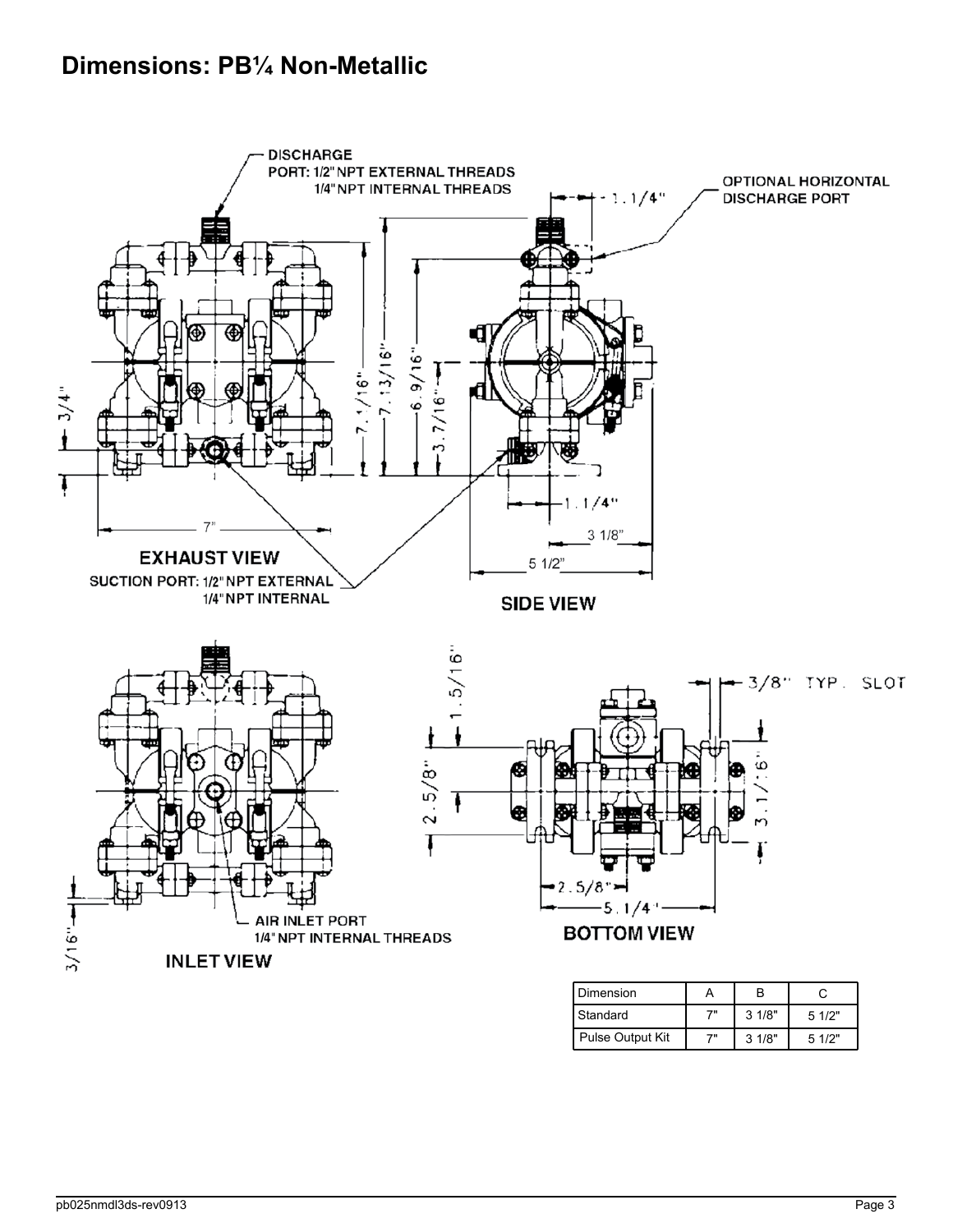# Dimensions: PB¼ Non-Metallic

DISCHARGE PORT: 1/2" NPT EXTERNAL THREADS 1/4" NPT INTERNAL THREADS

OPTIONAL HORIZONTAL DISCHARGE PORT

1 1/4"

7 1/16"

7 13/16"

6 9/16"

3 7/16"

3/4"

7"

1 1/4"

3 1/8"

5 1/2"

**EXHAUST VIEW**

SUCTION PORT: 1/2" NPT EXTERNAL 1/4" NPT INTERNAL

**SIDE VIEW**

1 5/16"

2 5/8"

3/8" TYP. SLOT

3 1/16"

2 5/8"

5 1/4"

3/16"

AIR INLET PORT 1/4" NPT INTERNAL THREADS

**INLET VIEW**

**BOTTOM VIEW**

| Dimension | A | B | C |
|---|---|---|---|
| Standard | 7" | 3 1/8" | 5 1/2" |
| Pulse Output Kit | 7" | 3 1/8" | 5 1/2" |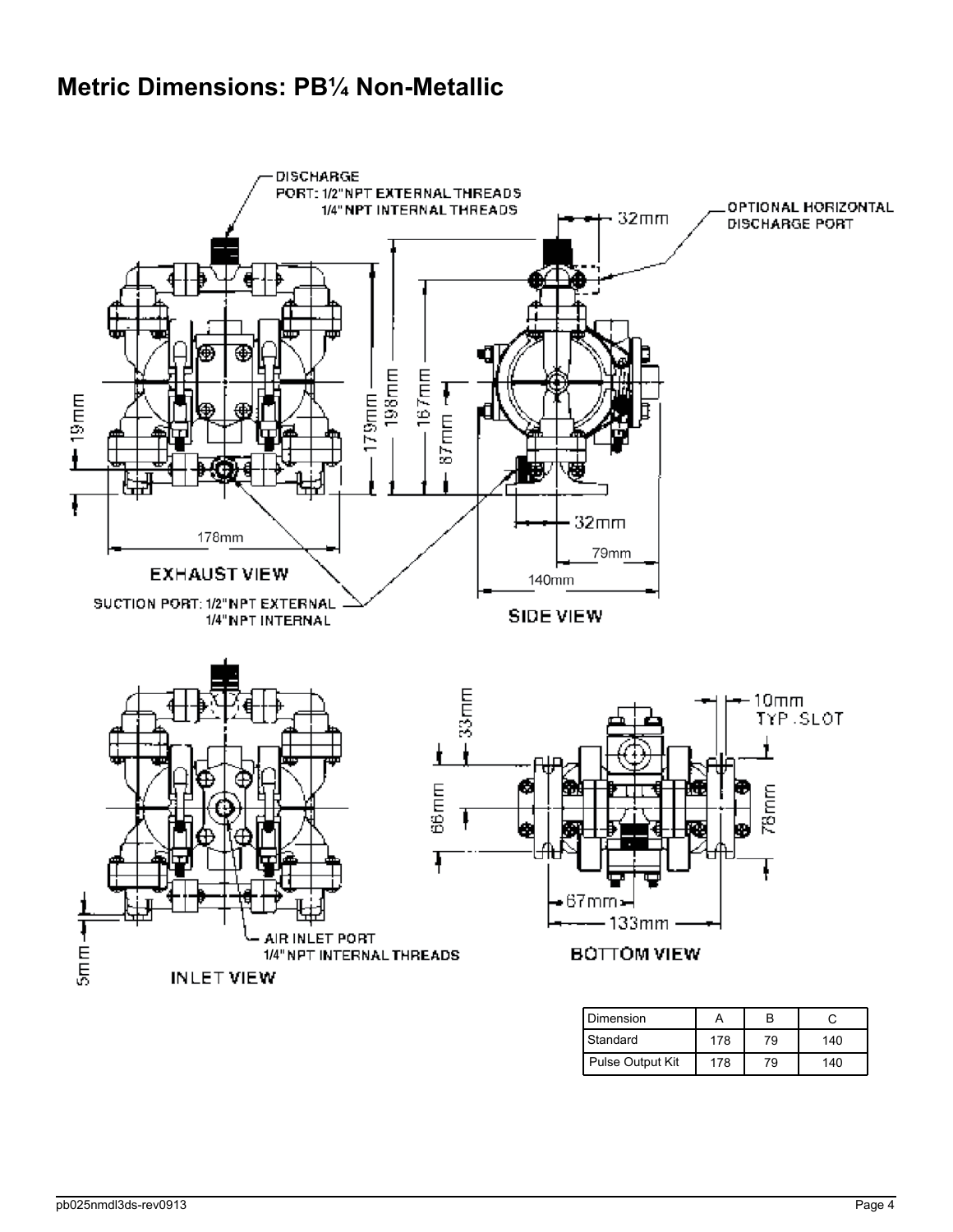# Metric Dimensions: PB¼ Non-Metallic

DISCHARGE PORT: 1/2" NPT EXTERNAL THREADS 1/4" NPT INTERNAL THREADS

OPTIONAL HORIZONTAL DISCHARGE PORT

32mm

19mm

179mm

198mm

167mm

87mm

178mm

32mm

79mm

140mm

EXHAUST VIEW

SUCTION PORT: 1/2" NPT EXTERNAL 1/4" NPT INTERNAL

SIDE VIEW

33mm

10mm TYP. SLOT

66mm

78mm

67mm

133mm

5mm

AIR INLET PORT 1/4" NPT INTERNAL THREADS

INLET VIEW

BOTTOM VIEW

| Dimension | A | B | C |
|---|---|---|---|
| Standard | 178 | 79 | 140 |
| Pulse Output Kit | 178 | 79 | 140 |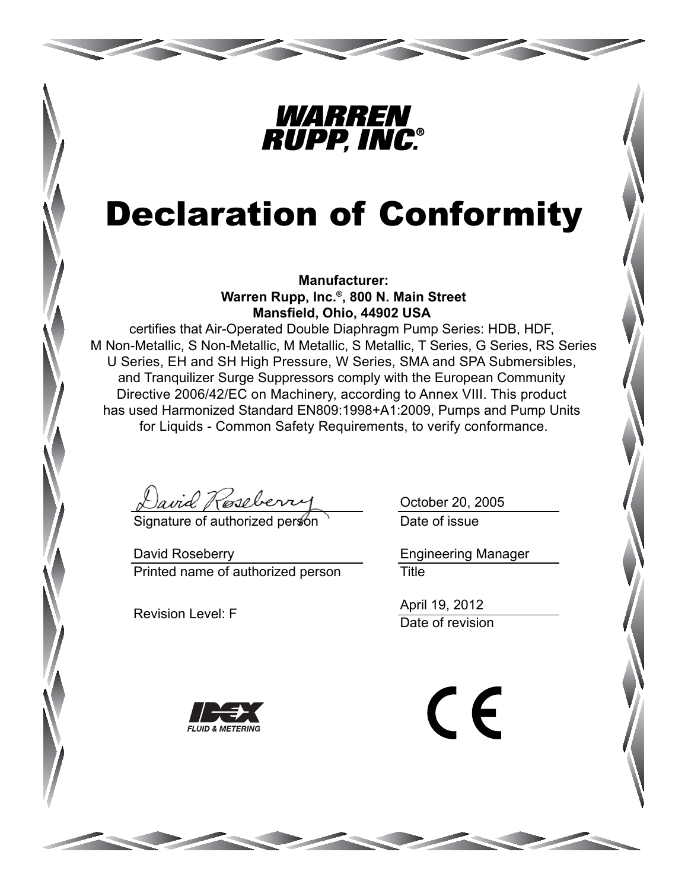**WARREN RUPP, INC.®**

# Declaration of Conformity

**Manufacturer:**
**Warren Rupp, Inc.®, 800 N. Main Street**
**Mansfield, Ohio, 44902 USA**

certifies that Air-Operated Double Diaphragm Pump Series: HDB, HDF, M Non-Metallic, S Non-Metallic, M Metallic, S Metallic, T Series, G Series, RS Series U Series, EH and SH High Pressure, W Series, SMA and SPA Submersibles, and Tranquilizer Surge Suppressors comply with the European Community Directive 2006/42/EC on Machinery, according to Annex VIII. This product has used Harmonized Standard EN809:1998+A1:2009, Pumps and Pump Units for Liquids - Common Safety Requirements, to verify conformance.

| | |
|---|---|
| David Roseberry | October 20, 2005 |
| Signature of authorized person | Date of issue |
| David Roseberry | Engineering Manager |
| Printed name of authorized person | Title |
| Revision Level: F | April 19, 2012 |
| | Date of revision |

IDEX FLUID & METERING

CE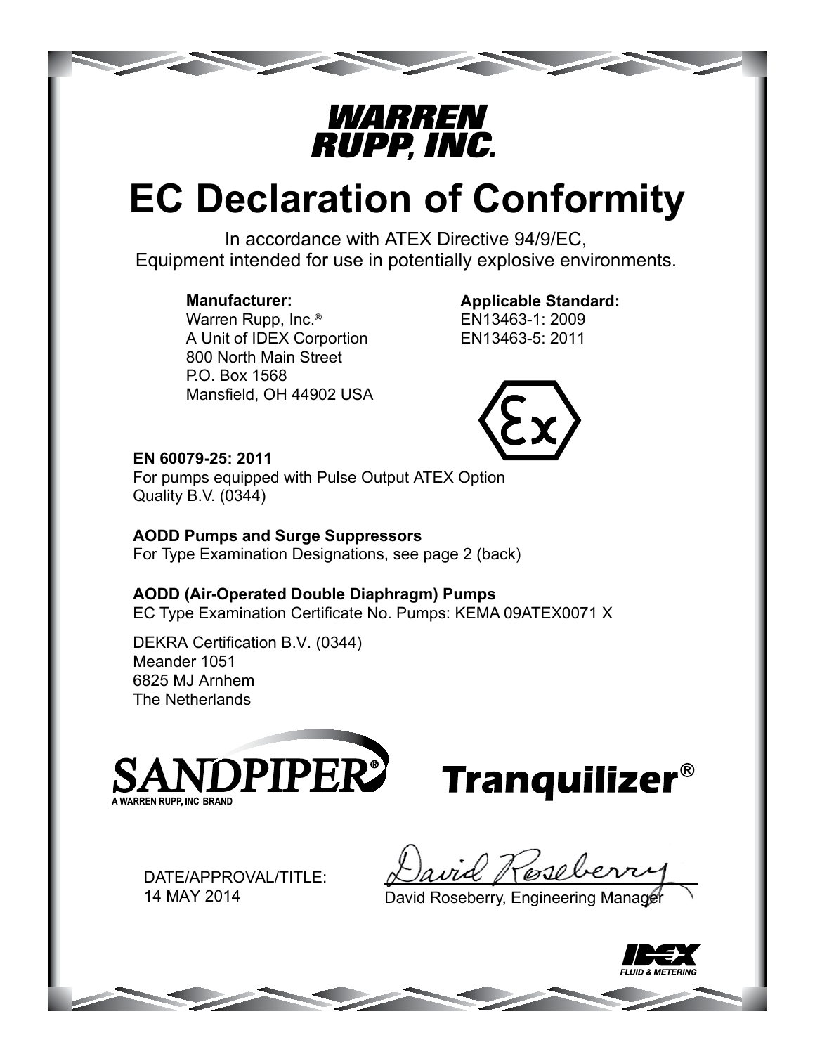WARREN RUPP, INC.

# EC Declaration of Conformity

In accordance with ATEX Directive 94/9/EC,
Equipment intended for use in potentially explosive environments.

**Manufacturer:**
Warren Rupp, Inc.®
A Unit of IDEX Corportion
800 North Main Street
P.O. Box 1568
Mansfield, OH 44902 USA

**Applicable Standard:**
EN13463-1: 2009
EN13463-5: 2011

**EN 60079-25: 2011**
For pumps equipped with Pulse Output ATEX Option
Quality B.V. (0344)

**AODD Pumps and Surge Suppressors**
For Type Examination Designations, see page 2 (back)

**AODD (Air-Operated Double Diaphragm) Pumps**
EC Type Examination Certificate No. Pumps: KEMA 09ATEX0071 X

DEKRA Certification B.V. (0344)
Meander 1051
6825 MJ Arnhem
The Netherlands

SANDPIPER® A WARREN RUPP, INC. BRAND

Tranquilizer®

DATE/APPROVAL/TITLE:
14 MAY 2014

David Roseberry, Engineering Manager

IDEX FLUID & METERING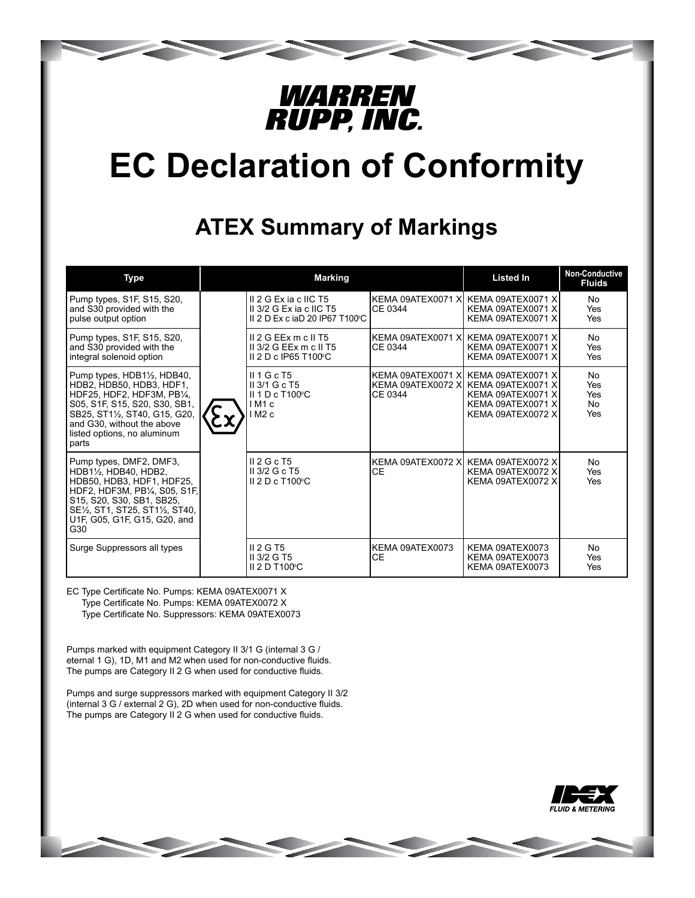# WARREN RUPP, INC.

# EC Declaration of Conformity

## ATEX Summary of Markings

| Type | Marking | | | Listed In | Non-Conductive Fluids |
|---|---|---|---|---|---|
| Pump types, S1F, S15, S20, and S30 provided with the pulse output option | Ex | II 2 G Ex ia c IIC T5<br>II 3/2 G Ex ia c IIC T5<br>II 2 D Ex c iaD 20 IP67 T100°C | KEMA 09ATEX0071 X<br>CE 0344 | KEMA 09ATEX0071 X<br>KEMA 09ATEX0071 X<br>KEMA 09ATEX0071 X | No<br>Yes<br>Yes |
| Pump types, S1F, S15, S20, and S30 provided with the integral solenoid option | | II 2 G EEx m c II T5<br>II 3/2 G EEx m c II T5<br>II 2 D c IP65 T100°C | KEMA 09ATEX0071 X<br>CE 0344 | KEMA 09ATEX0071 X<br>KEMA 09ATEX0071 X<br>KEMA 09ATEX0071 X | No<br>Yes<br>Yes |
| Pump types, HDB1½, HDB40, HDB2, HDB50, HDB3, HDF1, HDF25, HDF2, HDF3M, PB¼, S05, S1F, S15, S20, S30, SB1, SB25, ST1½, ST40, G15, G20, and G30, without the above listed options, no aluminum parts | | II 1 G c T5<br>II 3/1 G c T5<br>II 1 D c T100°C<br>I M1 c<br>I M2 c | KEMA 09ATEX0071 X<br>KEMA 09ATEX0072 X<br>CE 0344 | KEMA 09ATEX0071 X<br>KEMA 09ATEX0071 X<br>KEMA 09ATEX0071 X<br>KEMA 09ATEX0071 X<br>KEMA 09ATEX0072 X | No<br>Yes<br>Yes<br>No<br>Yes |
| Pump types, DMF2, DMF3, HDB1½, HDB40, HDB2, HDB50, HDB3, HDF1, HDF25, HDF2, HDF3M, PB¼, S05, S1F, S15, S20, S30, SB1, SB25, SE½, ST1, ST25, ST1½, ST40, U1F, G05, G1F, G15, G20, and G30 | | II 2 G c T5<br>II 3/2 G c T5<br>II 2 D c T100°C | KEMA 09ATEX0072 X<br>CE | KEMA 09ATEX0072 X<br>KEMA 09ATEX0072 X<br>KEMA 09ATEX0072 X | No<br>Yes<br>Yes |
| Surge Suppressors all types | | II 2 G T5<br>II 3/2 G T5<br>II 2 D T100°C | KEMA 09ATEX0073<br>CE | KEMA 09ATEX0073<br>KEMA 09ATEX0073<br>KEMA 09ATEX0073 | No<br>Yes<br>Yes |

EC Type Certificate No. Pumps: KEMA 09ATEX0071 X
Type Certificate No. Pumps: KEMA 09ATEX0072 X
Type Certificate No. Suppressors: KEMA 09ATEX0073

Pumps marked with equipment Category II 3/1 G (internal 3 G / eternal 1 G), 1D, M1 and M2 when used for non-conductive fluids. The pumps are Category II 2 G when used for conductive fluids.

Pumps and surge suppressors marked with equipment Category II 3/2 (internal 3 G / external 2 G), 2D when used for non-conductive fluids. The pumps are Category II 2 G when used for conductive fluids.

IDEX FLUID & METERING